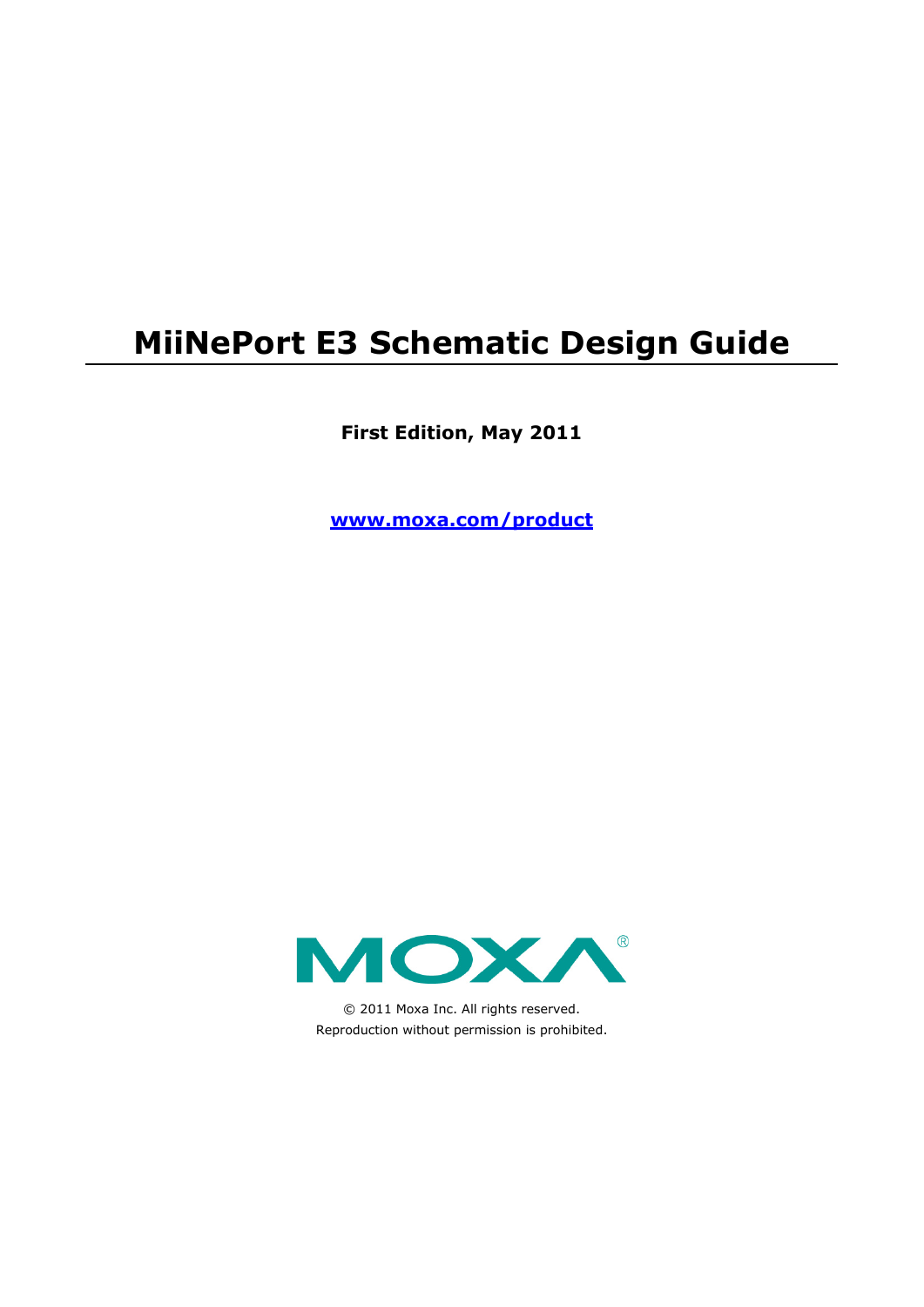# MiiNePort E3 Schematic Design Guide

**First Edition, May 2011**

**www.moxa.com/product**

MOXA®

© 2011 Moxa Inc. All rights reserved.
Reproduction without permission is prohibited.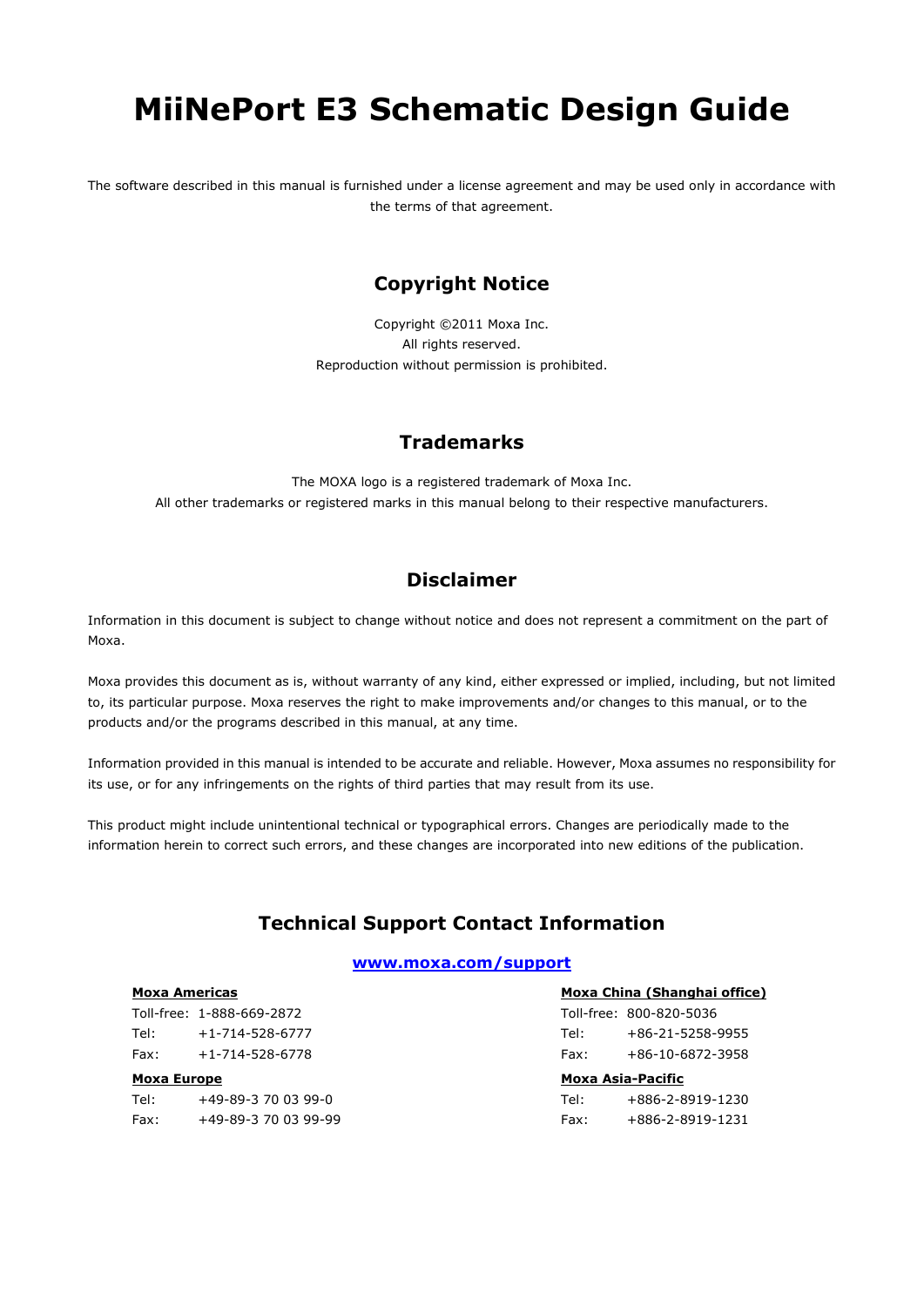# MiiNePort E3 Schematic Design Guide

The software described in this manual is furnished under a license agreement and may be used only in accordance with the terms of that agreement.

## Copyright Notice

Copyright ©2011 Moxa Inc.
All rights reserved.
Reproduction without permission is prohibited.

## Trademarks

The MOXA logo is a registered trademark of Moxa Inc.
All other trademarks or registered marks in this manual belong to their respective manufacturers.

## Disclaimer

Information in this document is subject to change without notice and does not represent a commitment on the part of Moxa.

Moxa provides this document as is, without warranty of any kind, either expressed or implied, including, but not limited to, its particular purpose. Moxa reserves the right to make improvements and/or changes to this manual, or to the products and/or the programs described in this manual, at any time.

Information provided in this manual is intended to be accurate and reliable. However, Moxa assumes no responsibility for its use, or for any infringements on the rights of third parties that may result from its use.

This product might include unintentional technical or typographical errors. Changes are periodically made to the information herein to correct such errors, and these changes are incorporated into new editions of the publication.

## Technical Support Contact Information

**www.moxa.com/support**

**Moxa Americas**
Toll-free: 1-888-669-2872
Tel: +1-714-528-6777
Fax: +1-714-528-6778

**Moxa Europe**
Tel: +49-89-3 70 03 99-0
Fax: +49-89-3 70 03 99-99

**Moxa China (Shanghai office)**
Toll-free: 800-820-5036
Tel: +86-21-5258-9955
Fax: +86-10-6872-3958

**Moxa Asia-Pacific**
Tel: +886-2-8919-1230
Fax: +886-2-8919-1231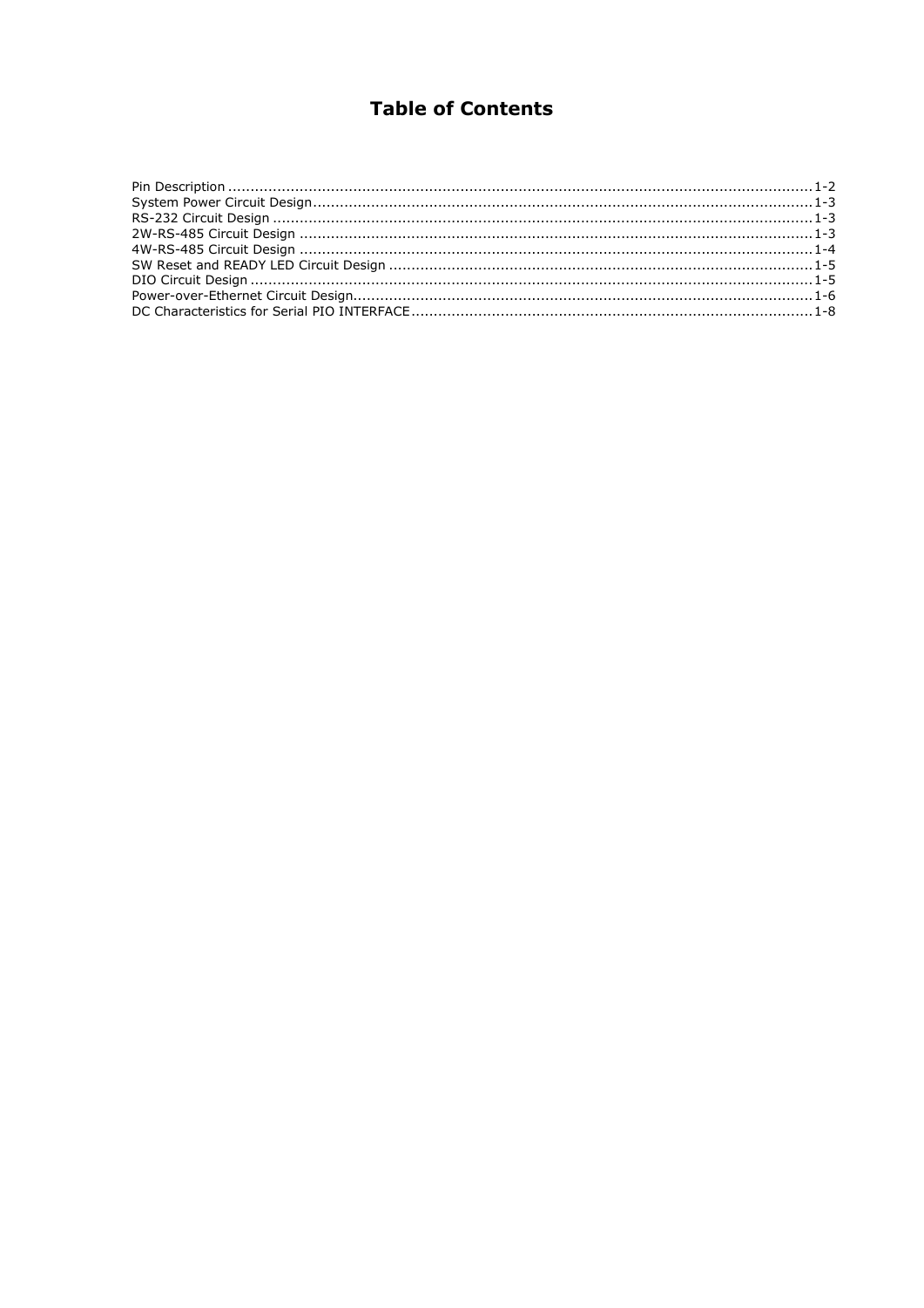# Table of Contents

Pin Description .......................................................................................................................... 1-2
System Power Circuit Design.................................................................................................... 1-3
RS-232 Circuit Design ............................................................................................................... 1-3
2W-RS-485 Circuit Design ........................................................................................................ 1-3
4W-RS-485 Circuit Design ........................................................................................................ 1-4
SW Reset and READY LED Circuit Design .................................................................................. 1-5
DIO Circuit Design .................................................................................................................... 1-5
Power-over-Ethernet Circuit Design........................................................................................... 1-6
DC Characteristics for Serial PIO INTERFACE ............................................................................. 1-8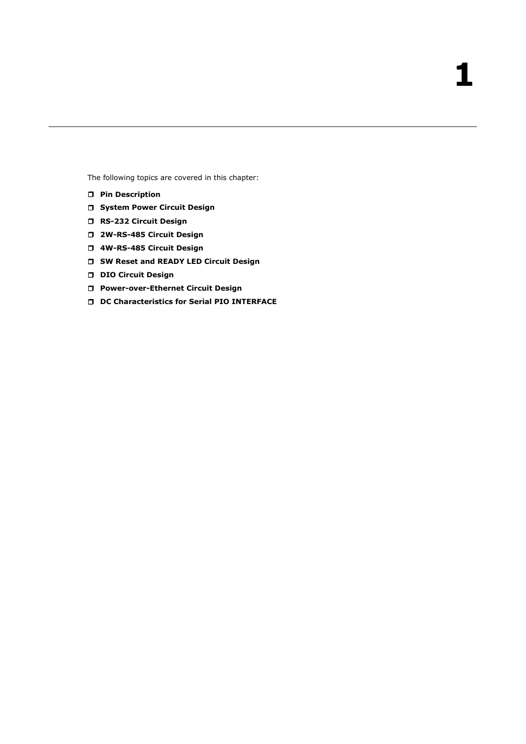# 1

The following topics are covered in this chapter:

- **Pin Description**
- **System Power Circuit Design**
- **RS-232 Circuit Design**
- **2W-RS-485 Circuit Design**
- **4W-RS-485 Circuit Design**
- **SW Reset and READY LED Circuit Design**
- **DIO Circuit Design**
- **Power-over-Ethernet Circuit Design**
- **DC Characteristics for Serial PIO INTERFACE**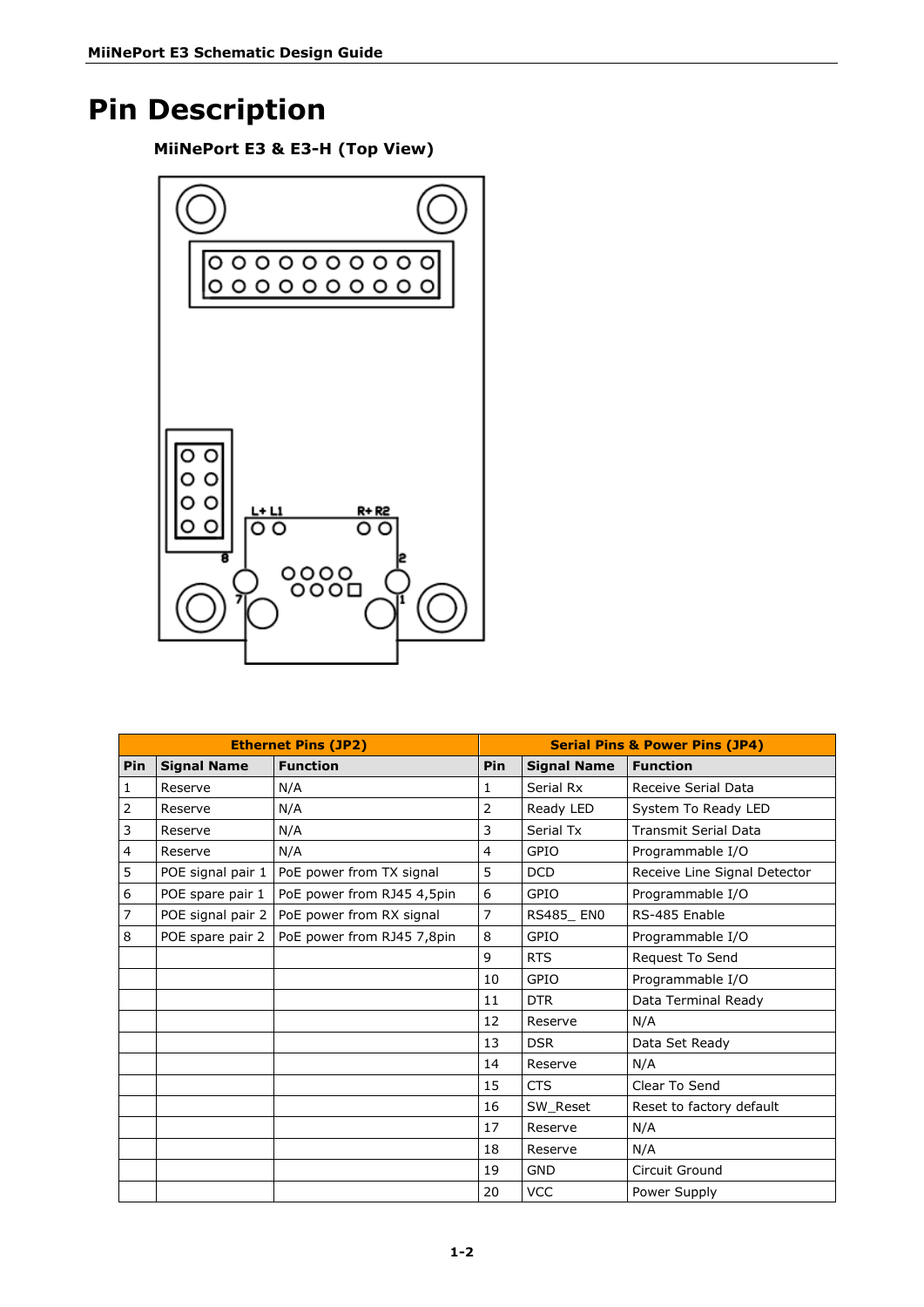// Pin Description

### MiiNePort E3 & E3-H (Top View)

| Ethernet Pins (JP2) | | | Serial Pins & Power Pins (JP4) | | |
|---|---|---|---|---|---|
| Pin | Signal Name | Function | Pin | Signal Name | Function |
| 1 | Reserve | N/A | 1 | Serial Rx | Receive Serial Data |
| 2 | Reserve | N/A | 2 | Ready LED | System To Ready LED |
| 3 | Reserve | N/A | 3 | Serial Tx | Transmit Serial Data |
| 4 | Reserve | N/A | 4 | GPIO | Programmable I/O |
| 5 | POE signal pair 1 | PoE power from TX signal | 5 | DCD | Receive Line Signal Detector |
| 6 | POE spare pair 1 | PoE power from RJ45 4,5pin | 6 | GPIO | Programmable I/O |
| 7 | POE signal pair 2 | PoE power from RX signal | 7 | RS485_ EN0 | RS-485 Enable |
| 8 | POE spare pair 2 | PoE power from RJ45 7,8pin | 8 | GPIO | Programmable I/O |
| | | | 9 | RTS | Request To Send |
| | | | 10 | GPIO | Programmable I/O |
| | | | 11 | DTR | Data Terminal Ready |
| | | | 12 | Reserve | N/A |
| | | | 13 | DSR | Data Set Ready |
| | | | 14 | Reserve | N/A |
| | | | 15 | CTS | Clear To Send |
| | | | 16 | SW_Reset | Reset to factory default |
| | | | 17 | Reserve | N/A |
| | | | 18 | Reserve | N/A |
| | | | 19 | GND | Circuit Ground |
| | | | 20 | VCC | Power Supply |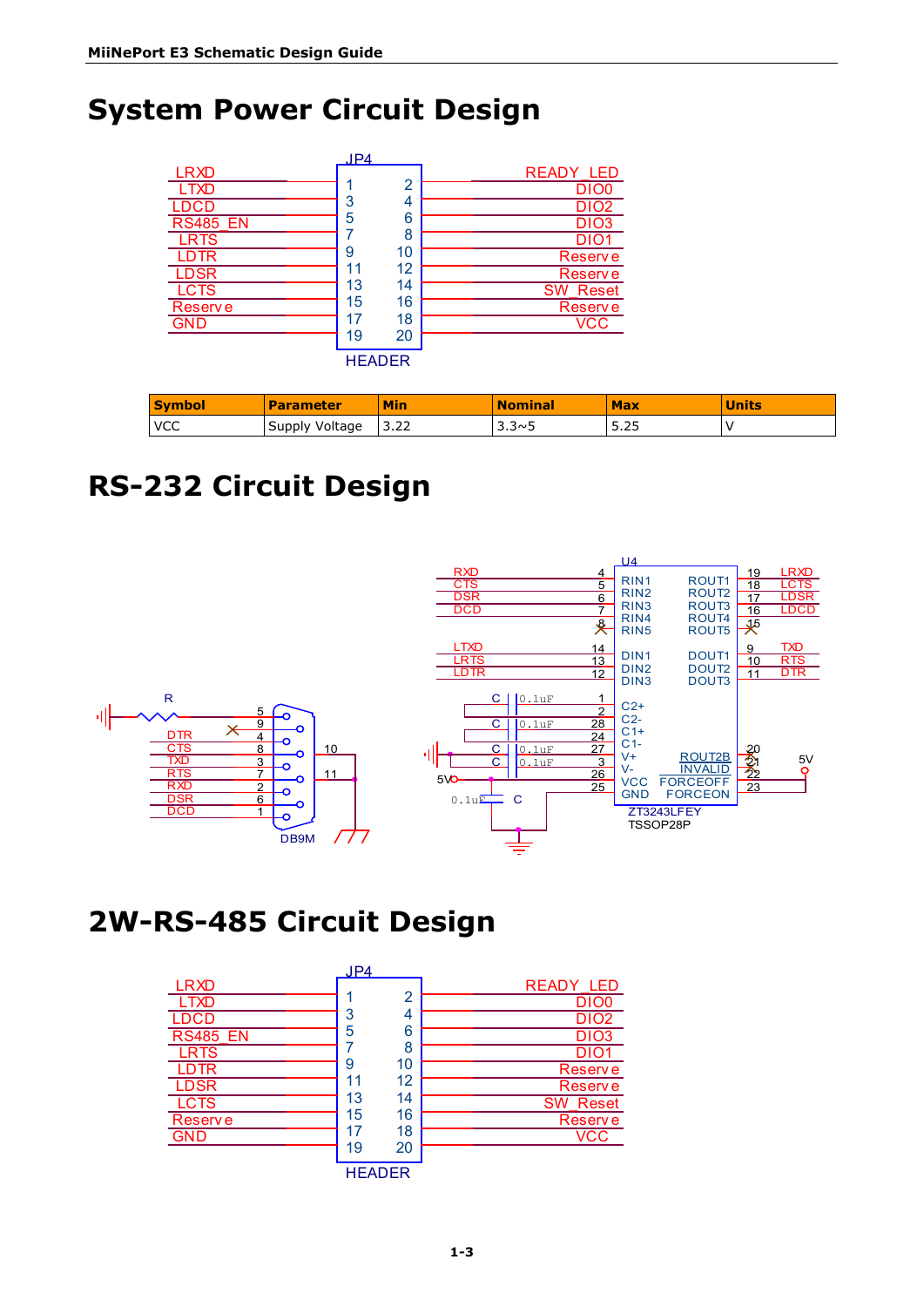# System Power Circuit Design

JP4 HEADER

| Signal | Pin | Pin | Signal |
|---|---|---|---|
| LRXD | 1 | 2 | READY_LED |
| LTXD | 3 | 4 | DIO0 |
| LDCD | 5 | 6 | DIO2 |
| RS485_EN | 7 | 8 | DIO3 |
| LRTS | 9 | 10 | DIO1 |
| LDTR | 11 | 12 | Reserve |
| LDSR | 13 | 14 | Reserve |
| LCTS | 15 | 16 | SW_Reset |
| Reserve | 17 | 18 | Reserve |
| GND | 19 | 20 | VCC |

| Symbol | Parameter | Min | Nominal | Max | Units |
|---|---|---|---|---|---|
| VCC | Supply Voltage | 3.22 | 3.3~5 | 5.25 | V |

# RS-232 Circuit Design

DB9M: R (to GND) – 5; 9 (X); DTR – 4; CTS – 8; TXD – 3; RTS – 7; RXD – 2; DSR – 6; DCD – 1; 10, 11 to GND

U4 ZT3243LFEY TSSOP28P

| Signal | Pin | Name | Name | Pin | Signal |
|---|---|---|---|---|---|
| RXD | 4 | RIN1 | ROUT1 | 19 | LRXD |
| CTS | 5 | RIN2 | ROUT2 | 18 | LCTS |
| DSR | 6 | RIN3 | ROUT3 | 17 | LDSR |
| DCD | 7 | RIN4 | ROUT4 | 16 | LDCD |
|  | 8 (X) | RIN5 | ROUT5 | 15 (X) |  |
| LTXD | 14 | DIN1 | DOUT1 | 9 | TXD |
| LRTS | 13 | DIN2 | DOUT2 | 10 | RTS |
| LDTR | 12 | DIN3 | DOUT3 | 11 | DTR |
| C 0.1uF | 1 | C2+ | ROUT2B | 20 (X) |  |
|  | 2 | C2- | INVALID | 21 (X) |  |
| C 0.1uF | 28 | C1+ | FORCEOFF | 22 | 5V |
|  | 24 | C1- | FORCEON | 23 | 5V |
| C 0.1uF (GND) | 27 | V+ |  |  |  |
| C 0.1uF | 3 | V- |  |  |  |
| 5V (C 0.1uF to GND) | 26 | VCC |  |  |  |
| GND | 25 | GND |  |  |  |

# 2W-RS-485 Circuit Design

JP4 HEADER

| Signal | Pin | Pin | Signal |
|---|---|---|---|
| LRXD | 1 | 2 | READY_LED |
| LTXD | 3 | 4 | DIO0 |
| LDCD | 5 | 6 | DIO2 |
| RS485_EN | 7 | 8 | DIO3 |
| LRTS | 9 | 10 | DIO1 |
| LDTR | 11 | 12 | Reserve |
| LDSR | 13 | 14 | Reserve |
| LCTS | 15 | 16 | SW_Reset |
| Reserve | 17 | 18 | Reserve |
| GND | 19 | 20 | VCC |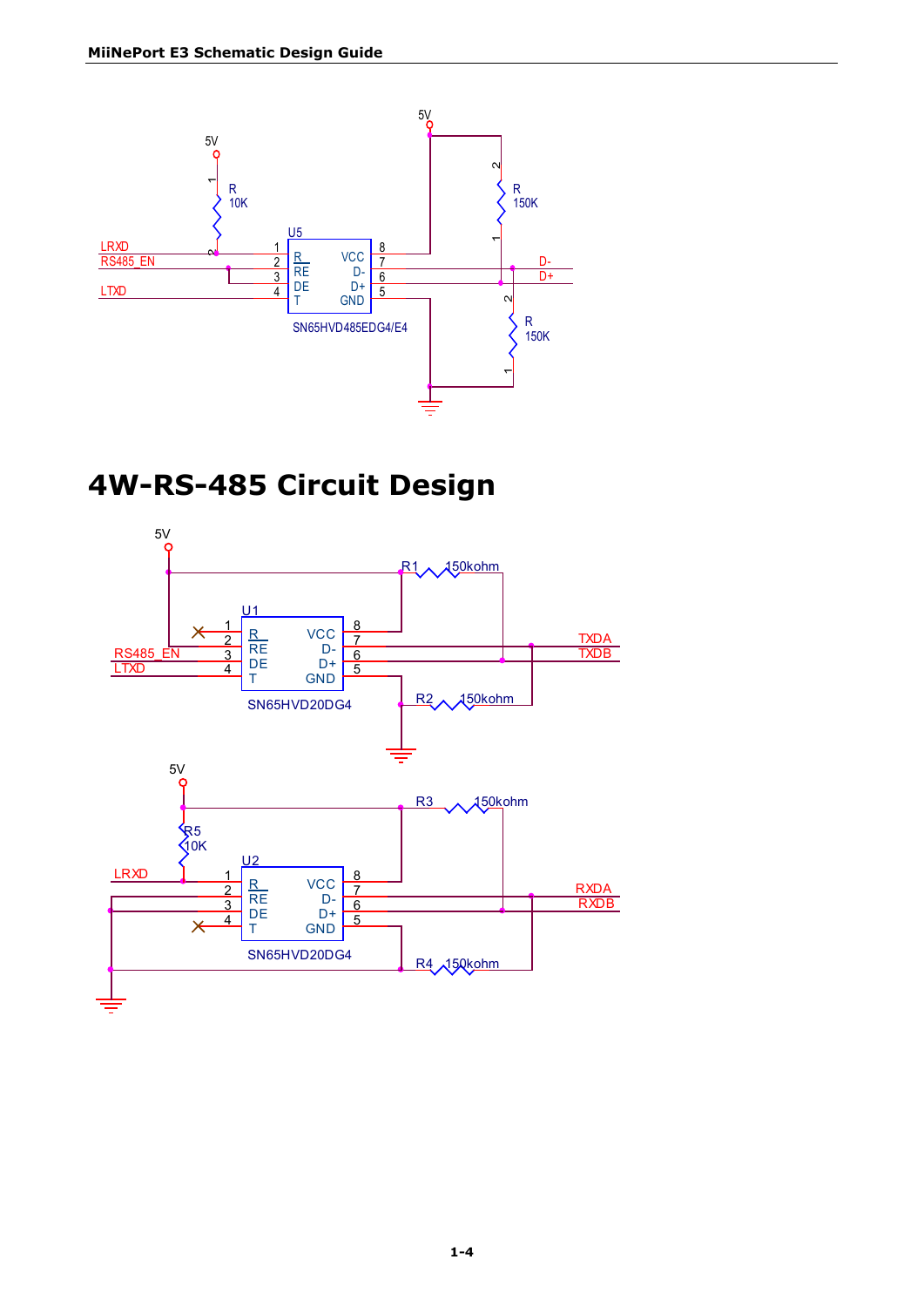# 4W-RS-485 Circuit Design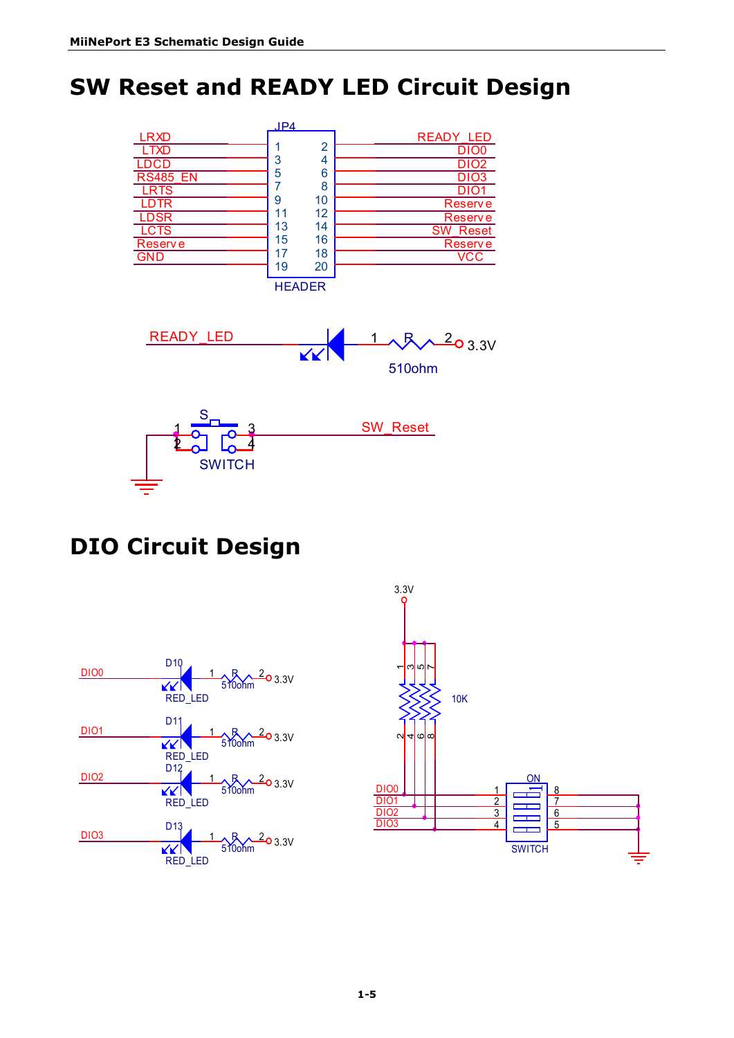# SW Reset and READY LED Circuit Design

| Signal | Pin | Pin | Signal |
|---|---|---|---|
| LRXD | 1 | 2 | READY_LED |
| LTXD | 3 | 4 | DIO0 |
| LDCD | 5 | 6 | DIO2 |
| RS485_EN | 7 | 8 | DIO3 |
| LRTS | 9 | 10 | DIO1 |
| LDTR | 11 | 12 | Reserve |
| LDSR | 13 | 14 | Reserve |
| LCTS | 15 | 16 | SW_Reset |
| Reserve | 17 | 18 | Reserve |
| GND | 19 | 20 | VCC |

JP4 HEADER

READY_LED — LED — 1 R 2 — 3.3V (510ohm)

S SWITCH (pins 1, 2 to GND; pins 3, 4 to SW_Reset)

# DIO Circuit Design

DIO0 — D10 RED_LED — 1 R 2 (510ohm) — 3.3V

DIO1 — D11 RED_LED — 1 R 2 (510ohm) — 3.3V

DIO2 — D12 RED_LED — 1 R 2 (510ohm) — 3.3V

DIO3 — D13 RED_LED — 1 R 2 (510ohm) — 3.3V

3.3V — 10K resistor network (pins 1, 3, 5, 7 to 3.3V; pins 2, 4, 6, 8 to DIO0, DIO1, DIO2, DIO3)

DIO0, DIO1, DIO2, DIO3 — SWITCH (ON) pins 1, 2, 3, 4; pins 8, 7, 6, 5 to GND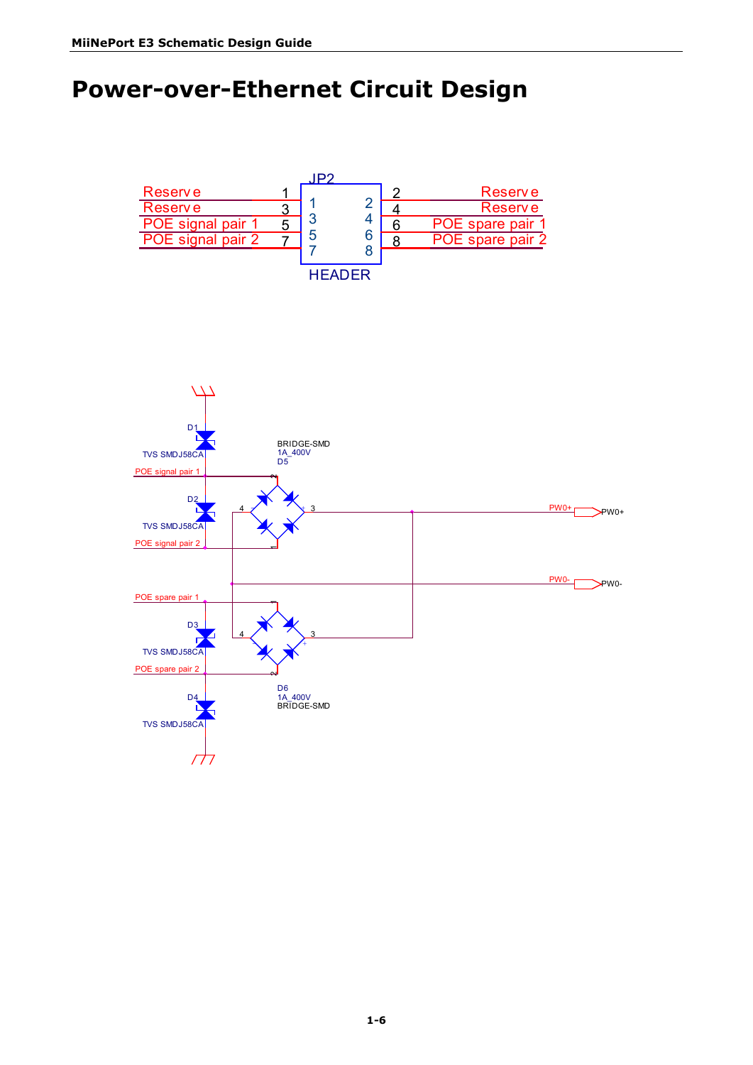# Power-over-Ethernet Circuit Design

JP2

| Signal | Pin | | Pin | Signal |
|---|---|---|---|---|
| Reserve | 1 | | 2 | Reserve |
| Reserve | 3 | | 4 | Reserve |
| POE signal pair 1 | 5 | | 6 | POE spare pair 1 |
| POE signal pair 2 | 7 | | 8 | POE spare pair 2 |

HEADER

D1 TVS SMDJ58CA

POE signal pair 1

D2 TVS SMDJ58CA

POE signal pair 2

BRIDGE-SMD 1A_400V D5

PW0+

PW0-

POE spare pair 1

D3 TVS SMDJ58CA

POE spare pair 2

D4 TVS SMDJ58CA

D6 1A_400V BRIDGE-SMD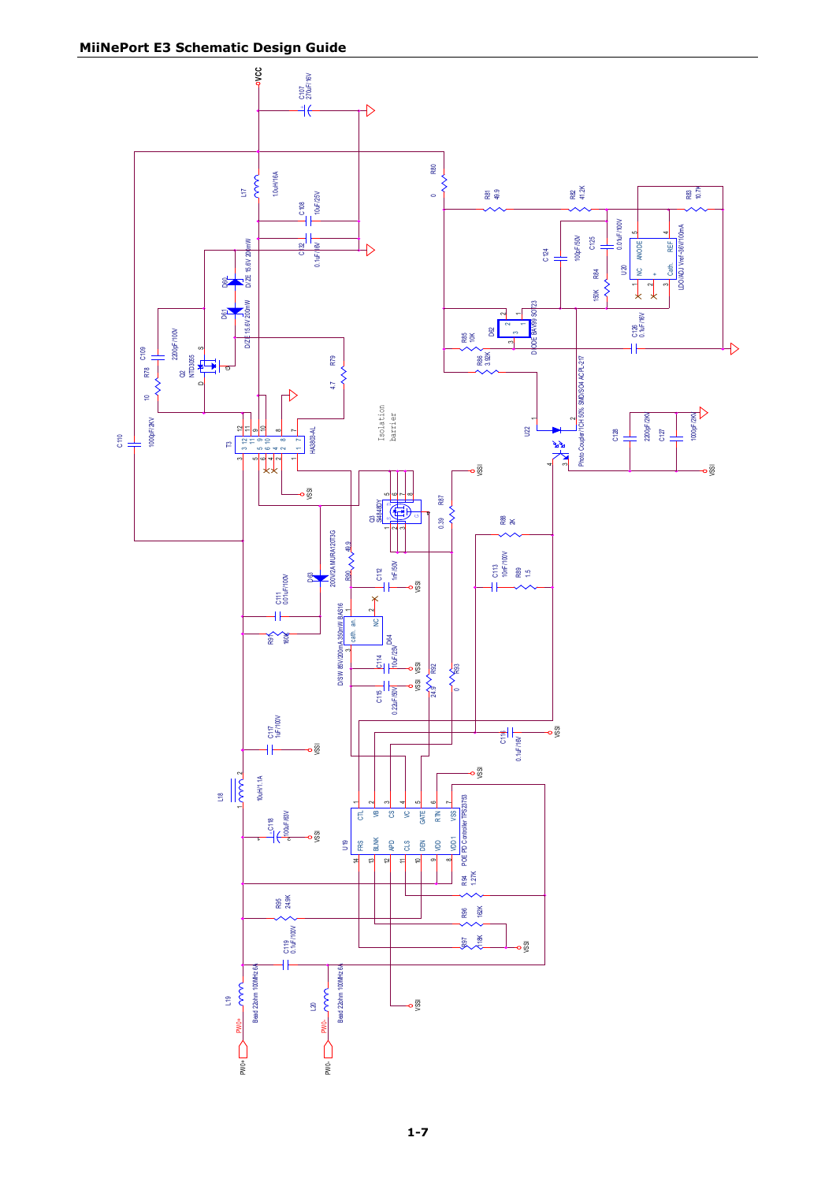VCC

C107 270uF/16V

L17 10uH/1.6A

C108 10uF/25V

C132 0.1uF/16V

R80 0

R81 49.9

R82 41.2K

R83 10.7K

C124 100pF/50V

C125 0.01uF/100V

R84 150K

U20 LDO/ADJ Vref=36V/100mA (NC, ANODE, REF, Cath.)

C126 0.1uF/16V

R85 10K

R86 3.92K

D62 DIODE BAV99 SOT23

U22 Photo Coupler/1CH 50% SMD/SO4 AC PL-217

C128 2200pF/2KV

C127 1000pF/2KV

C109 2200pF/100V

R78 10

Q2 NTD3055

D60 D/ZE 15.6V 200mW

D61 D/ZE 15.6V 200mW

R79 4.7

C110 1000pF/2KV

T3 HA3802-AL

Isolation barrier

Q3 Si4848DY

R87 0.39

R88 2K

R89 1.5

C113 10nF/100V

R90 49.9

C112 1nF/50V

D63 200V/2A MURA120T3G

C111 0.01uF/100V

R91 160K

D64 D/SW 85V/200mA 350mW BAS16

C114 10uF/25V

C115 0.22uF/50V

R92 24.9

R93 0

C116 0.1uF/16V

C117 1uF/100V

L18 10uH/1.1A

C118 100uF/16V

U19 POE PD Controller TPS23753 (CTL, VB, CS, VC, GATE, RTN, VSS, FRS, BLNK, APD, CLS, DEN, VDD, VDD1)

R94 1.27K

R95 249K

R96 182K

R97 118K

C119 0.1uF/100V

L19 Bead 22ohm 100MHz 6A

L20 Bead 22ohm 100MHz 6A

PW0+

PW0-

VSSI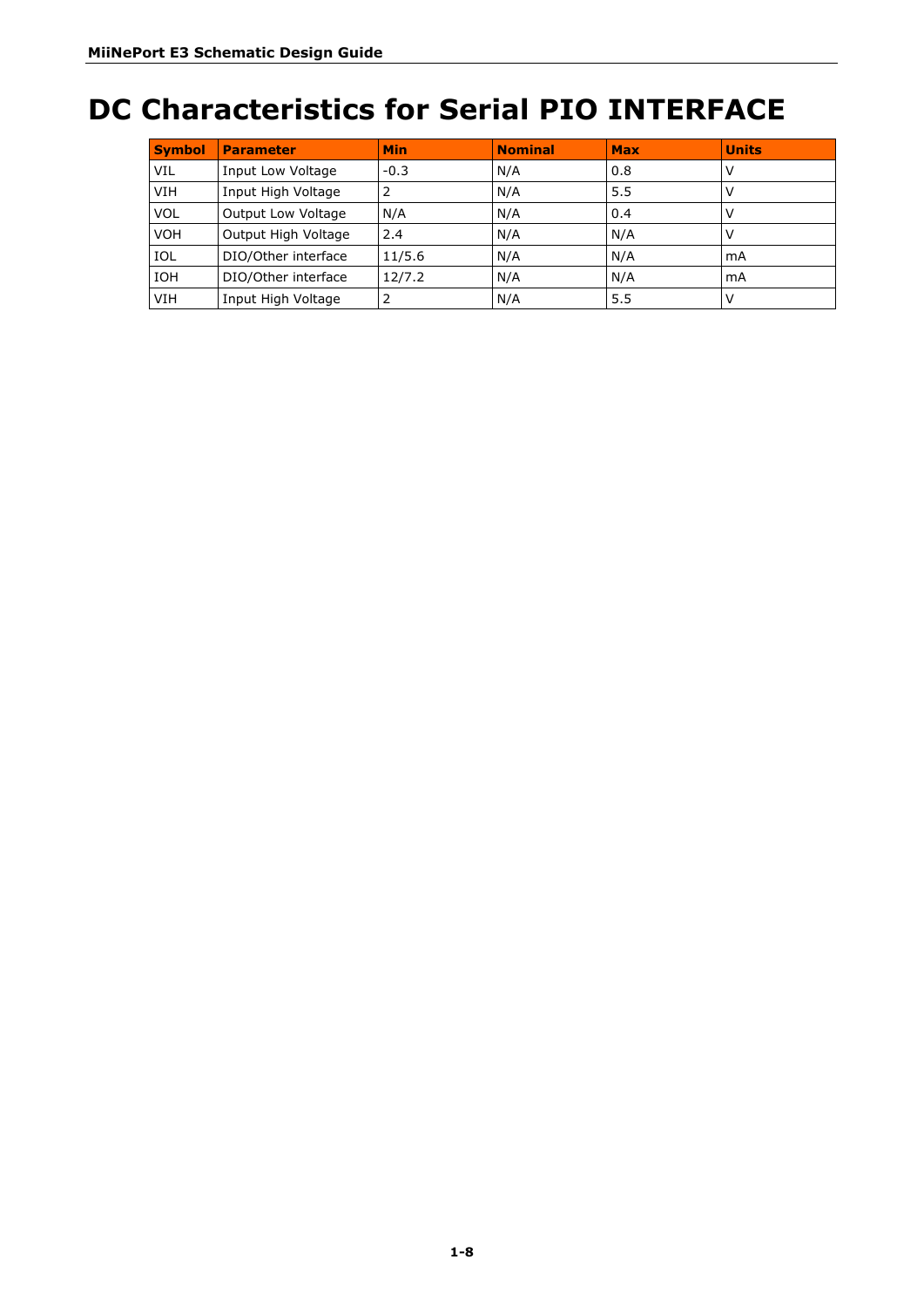# DC Characteristics for Serial PIO INTERFACE

| Symbol | Parameter | Min | Nominal | Max | Units |
|---|---|---|---|---|---|
| VIL | Input Low Voltage | -0.3 | N/A | 0.8 | V |
| VIH | Input High Voltage | 2 | N/A | 5.5 | V |
| VOL | Output Low Voltage | N/A | N/A | 0.4 | V |
| VOH | Output High Voltage | 2.4 | N/A | N/A | V |
| IOL | DIO/Other interface | 11/5.6 | N/A | N/A | mA |
| IOH | DIO/Other interface | 12/7.2 | N/A | N/A | mA |
| VIH | Input High Voltage | 2 | N/A | 5.5 | V |